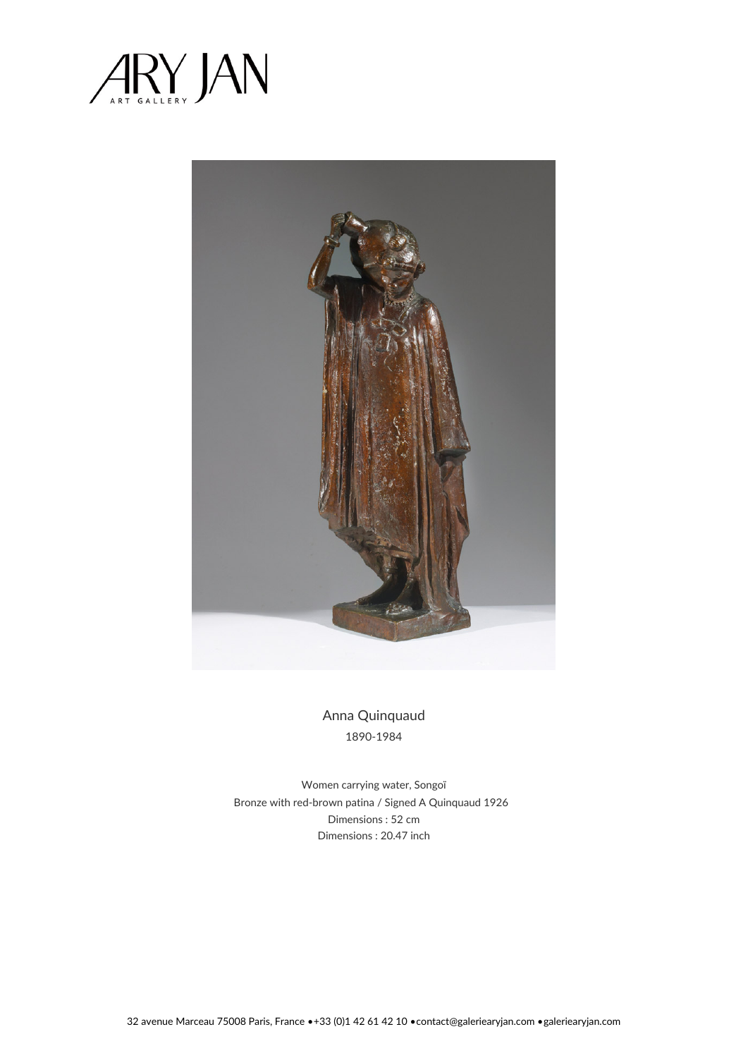ARY JAN
ART GALLERY

Anna Quinquaud
1890-1984

Women carrying water, Songoï
Bronze with red-brown patina / Signed A Quinquaud 1926
Dimensions : 52 cm
Dimensions : 20.47 inch

32 avenue Marceau 75008 Paris, France • +33 (0)1 42 61 42 10 • contact@galeriearyjan.com • galeriearyjan.com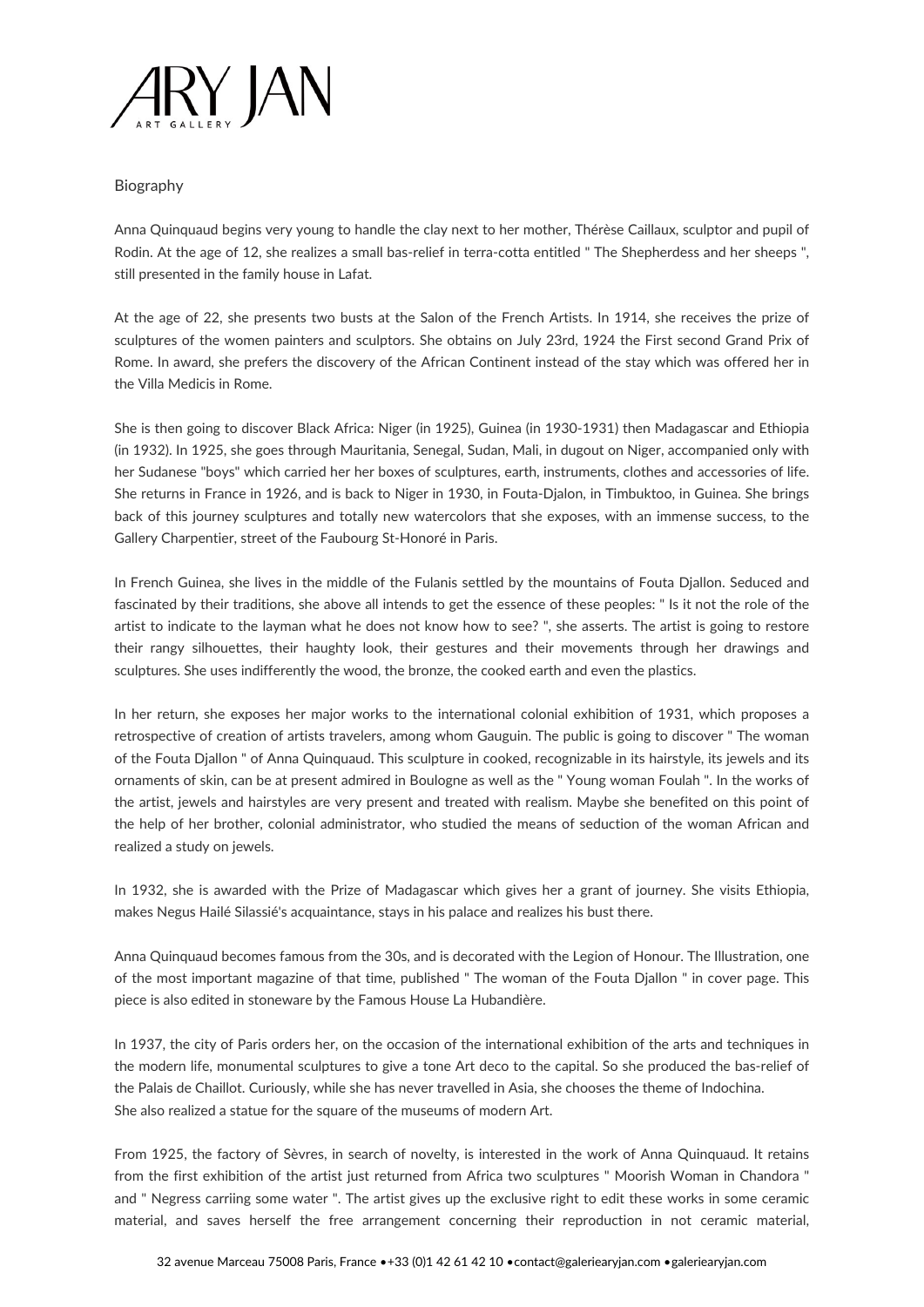Biography

Anna Quinquaud begins very young to handle the clay next to her mother, Thérèse Caillaux, sculptor and pupil of Rodin. At the age of 12, she realizes a small bas-relief in terra-cotta entitled " The Shepherdess and her sheeps ", still presented in the family house in Lafat.

At the age of 22, she presents two busts at the Salon of the French Artists. In 1914, she receives the prize of sculptures of the women painters and sculptors. She obtains on July 23rd, 1924 the First second Grand Prix of Rome. In award, she prefers the discovery of the African Continent instead of the stay which was offered her in the Villa Medicis in Rome.

She is then going to discover Black Africa: Niger (in 1925), Guinea (in 1930-1931) then Madagascar and Ethiopia (in 1932). In 1925, she goes through Mauritania, Senegal, Sudan, Mali, in dugout on Niger, accompanied only with her Sudanese "boys" which carried her her boxes of sculptures, earth, instruments, clothes and accessories of life. She returns in France in 1926, and is back to Niger in 1930, in Fouta-Djalon, in Timbuktoo, in Guinea. She brings back of this journey sculptures and totally new watercolors that she exposes, with an immense success, to the Gallery Charpentier, street of the Faubourg St-Honoré in Paris.

In French Guinea, she lives in the middle of the Fulanis settled by the mountains of Fouta Djallon. Seduced and fascinated by their traditions, she above all intends to get the essence of these peoples: " Is it not the role of the artist to indicate to the layman what he does not know how to see? ", she asserts. The artist is going to restore their rangy silhouettes, their haughty look, their gestures and their movements through her drawings and sculptures. She uses indifferently the wood, the bronze, the cooked earth and even the plastics.

In her return, she exposes her major works to the international colonial exhibition of 1931, which proposes a retrospective of creation of artists travelers, among whom Gauguin. The public is going to discover " The woman of the Fouta Djallon " of Anna Quinquaud. This sculpture in cooked, recognizable in its hairstyle, its jewels and its ornaments of skin, can be at present admired in Boulogne as well as the " Young woman Foulah ". In the works of the artist, jewels and hairstyles are very present and treated with realism. Maybe she benefited on this point of the help of her brother, colonial administrator, who studied the means of seduction of the woman African and realized a study on jewels.

In 1932, she is awarded with the Prize of Madagascar which gives her a grant of journey. She visits Ethiopia, makes Negus Hailé Silassié's acquaintance, stays in his palace and realizes his bust there.

Anna Quinquaud becomes famous from the 30s, and is decorated with the Legion of Honour. The Illustration, one of the most important magazine of that time, published " The woman of the Fouta Djallon " in cover page. This piece is also edited in stoneware by the Famous House La Hubandière.

In 1937, the city of Paris orders her, on the occasion of the international exhibition of the arts and techniques in the modern life, monumental sculptures to give a tone Art deco to the capital. So she produced the bas-relief of the Palais de Chaillot. Curiously, while she has never travelled in Asia, she chooses the theme of Indochina.
She also realized a statue for the square of the museums of modern Art.

From 1925, the factory of Sèvres, in search of novelty, is interested in the work of Anna Quinquaud. It retains from the first exhibition of the artist just returned from Africa two sculptures " Moorish Woman in Chandora " and " Negress carriing some water ". The artist gives up the exclusive right to edit these works in some ceramic material, and saves herself the free arrangement concerning their reproduction in not ceramic material,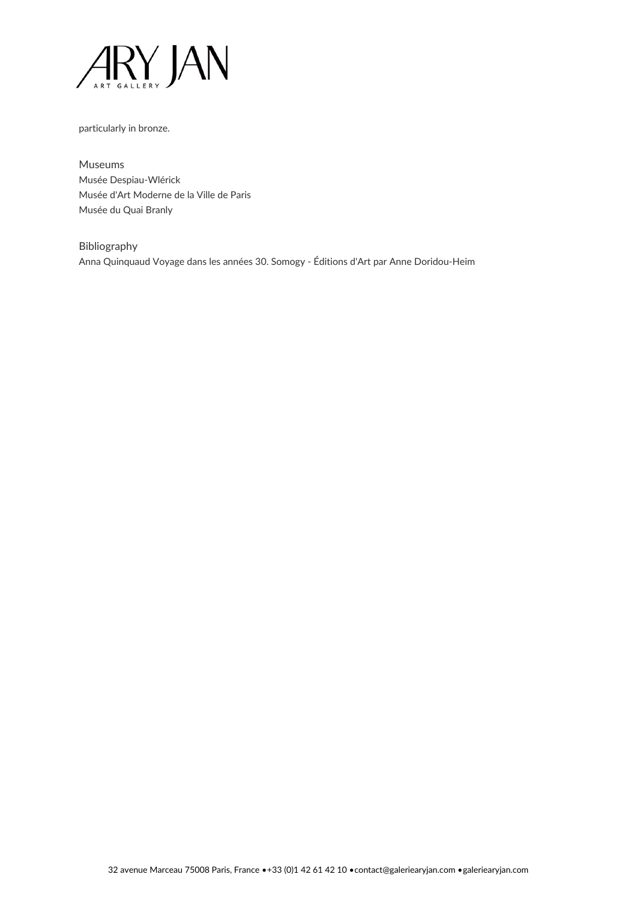particularly in bronze.

## Museums

Musée Despiau-Wlérick
Musée d'Art Moderne de la Ville de Paris
Musée du Quai Branly

## Bibliography

Anna Quinquaud Voyage dans les années 30. Somogy - Éditions d'Art par Anne Doridou-Heim